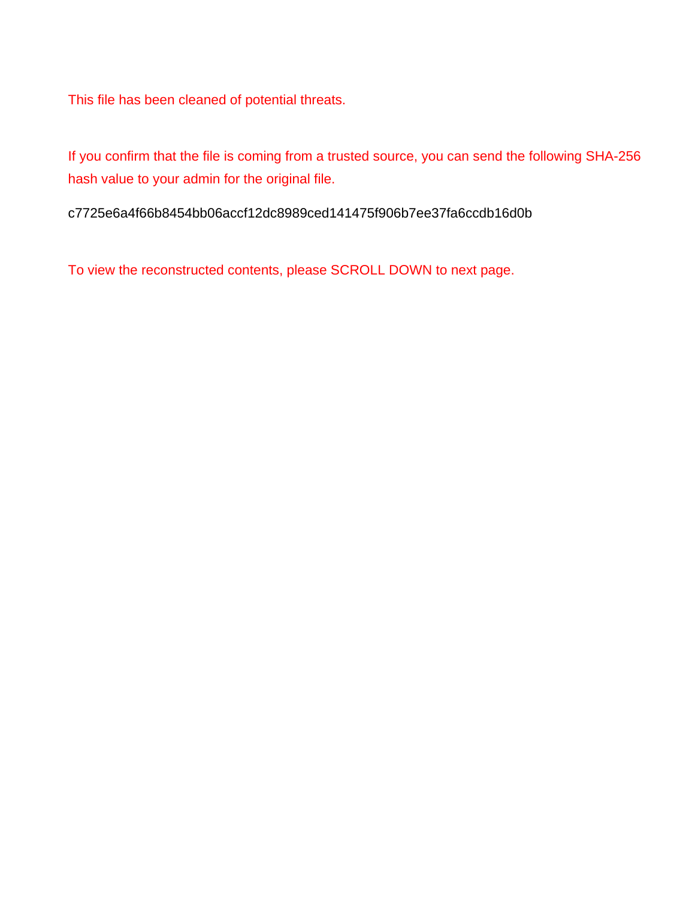This file has been cleaned of potential threats.

If you confirm that the file is coming from a trusted source, you can send the following SHA-256 hash value to your admin for the original file.

c7725e6a4f66b8454bb06accf12dc8989ced141475f906b7ee37fa6ccdb16d0b

To view the reconstructed contents, please SCROLL DOWN to next page.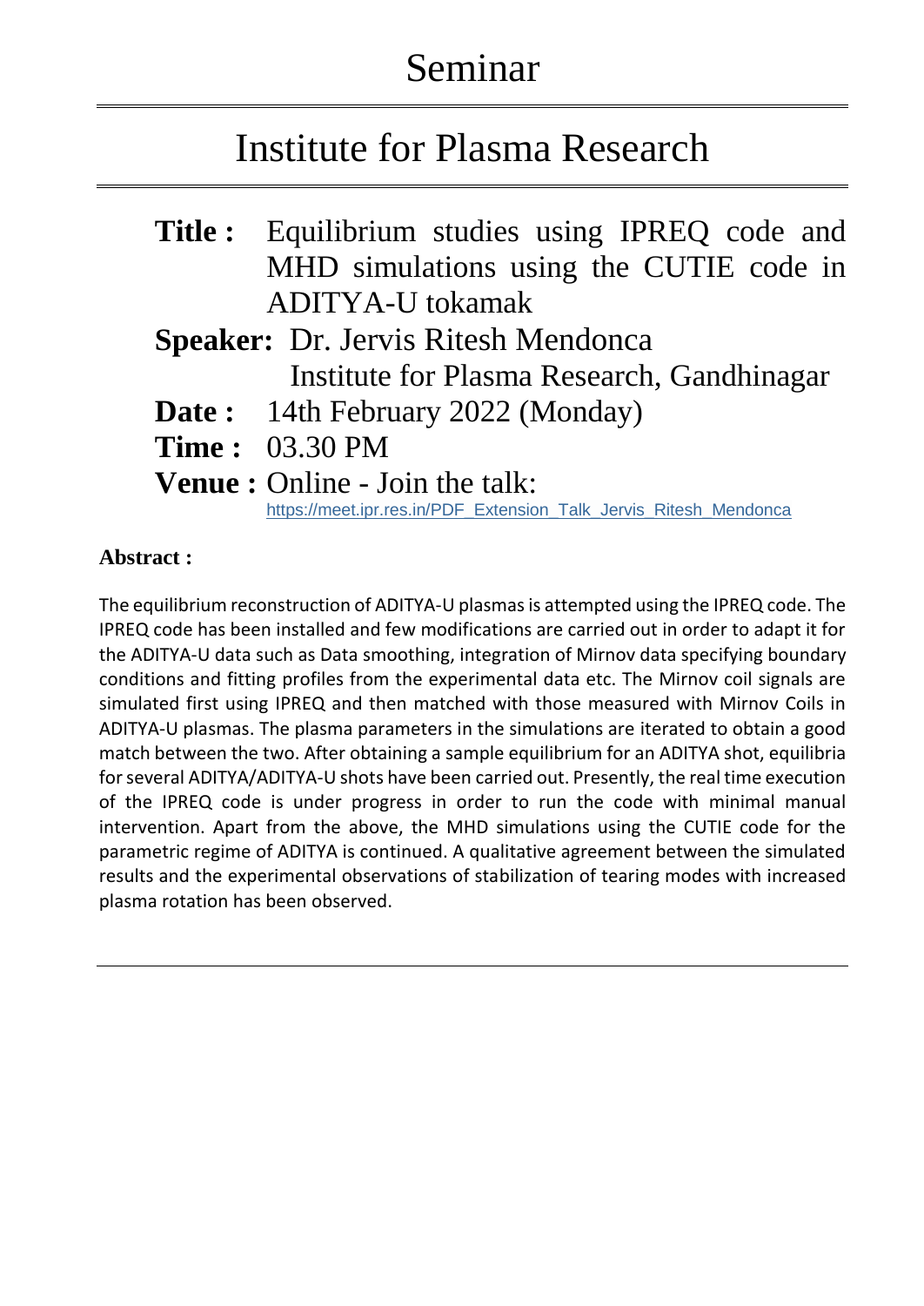# Seminar

# Institute for Plasma Research

**Title :** Equilibrium studies using IPREQ code and MHD simulations using the CUTIE code in ADITYA-U tokamak

**Speaker:** Dr. Jervis Ritesh Mendonca
Institute for Plasma Research, Gandhinagar

**Date :** 14th February 2022 (Monday)

**Time :** 03.30 PM

**Venue :** Online - Join the talk:
https://meet.ipr.res.in/PDF_Extension_Talk_Jervis_Ritesh_Mendonca

**Abstract :**

The equilibrium reconstruction of ADITYA-U plasmas is attempted using the IPREQ code. The IPREQ code has been installed and few modifications are carried out in order to adapt it for the ADITYA-U data such as Data smoothing, integration of Mirnov data specifying boundary conditions and fitting profiles from the experimental data etc. The Mirnov coil signals are simulated first using IPREQ and then matched with those measured with Mirnov Coils in ADITYA-U plasmas. The plasma parameters in the simulations are iterated to obtain a good match between the two. After obtaining a sample equilibrium for an ADITYA shot, equilibria for several ADITYA/ADITYA-U shots have been carried out. Presently, the real time execution of the IPREQ code is under progress in order to run the code with minimal manual intervention. Apart from the above, the MHD simulations using the CUTIE code for the parametric regime of ADITYA is continued. A qualitative agreement between the simulated results and the experimental observations of stabilization of tearing modes with increased plasma rotation has been observed.